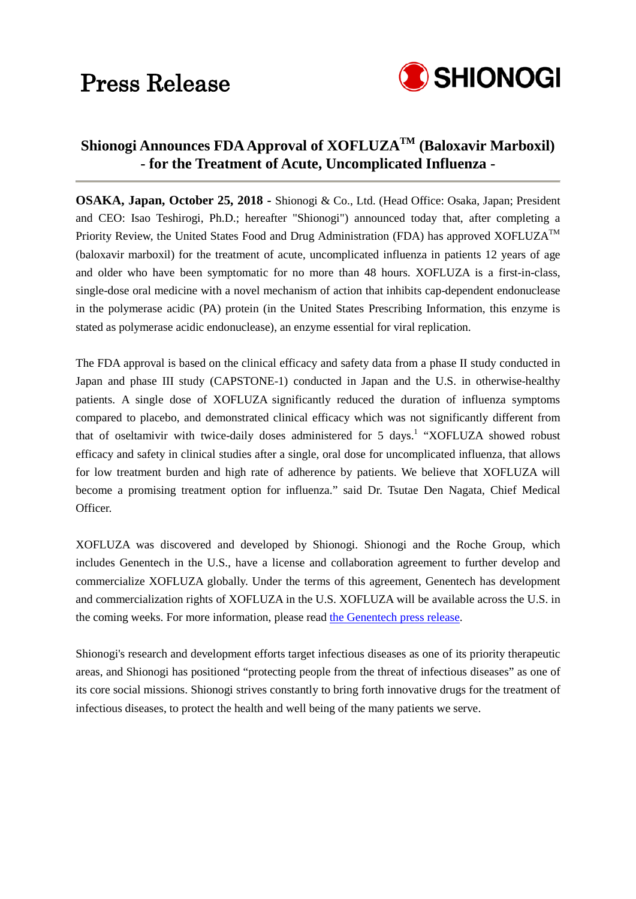# Press Release

SHIONOGI

## Shionogi Announces FDA Approval of XOFLUZA™ (Baloxavir Marboxil) - for the Treatment of Acute, Uncomplicated Influenza -

**OSAKA, Japan, October 25, 2018 -** Shionogi & Co., Ltd. (Head Office: Osaka, Japan; President and CEO: Isao Teshirogi, Ph.D.; hereafter "Shionogi") announced today that, after completing a Priority Review, the United States Food and Drug Administration (FDA) has approved XOFLUZA™ (baloxavir marboxil) for the treatment of acute, uncomplicated influenza in patients 12 years of age and older who have been symptomatic for no more than 48 hours. XOFLUZA is a first-in-class, single-dose oral medicine with a novel mechanism of action that inhibits cap-dependent endonuclease in the polymerase acidic (PA) protein (in the United States Prescribing Information, this enzyme is stated as polymerase acidic endonuclease), an enzyme essential for viral replication.

The FDA approval is based on the clinical efficacy and safety data from a phase II study conducted in Japan and phase III study (CAPSTONE-1) conducted in Japan and the U.S. in otherwise-healthy patients. A single dose of XOFLUZA significantly reduced the duration of influenza symptoms compared to placebo, and demonstrated clinical efficacy which was not significantly different from that of oseltamivir with twice-daily doses administered for 5 days.[1] "XOFLUZA showed robust efficacy and safety in clinical studies after a single, oral dose for uncomplicated influenza, that allows for low treatment burden and high rate of adherence by patients. We believe that XOFLUZA will become a promising treatment option for influenza." said Dr. Tsutae Den Nagata, Chief Medical Officer.

XOFLUZA was discovered and developed by Shionogi. Shionogi and the Roche Group, which includes Genentech in the U.S., have a license and collaboration agreement to further develop and commercialize XOFLUZA globally. Under the terms of this agreement, Genentech has development and commercialization rights of XOFLUZA in the U.S. XOFLUZA will be available across the U.S. in the coming weeks. For more information, please read the Genentech press release.

Shionogi's research and development efforts target infectious diseases as one of its priority therapeutic areas, and Shionogi has positioned "protecting people from the threat of infectious diseases" as one of its core social missions. Shionogi strives constantly to bring forth innovative drugs for the treatment of infectious diseases, to protect the health and well being of the many patients we serve.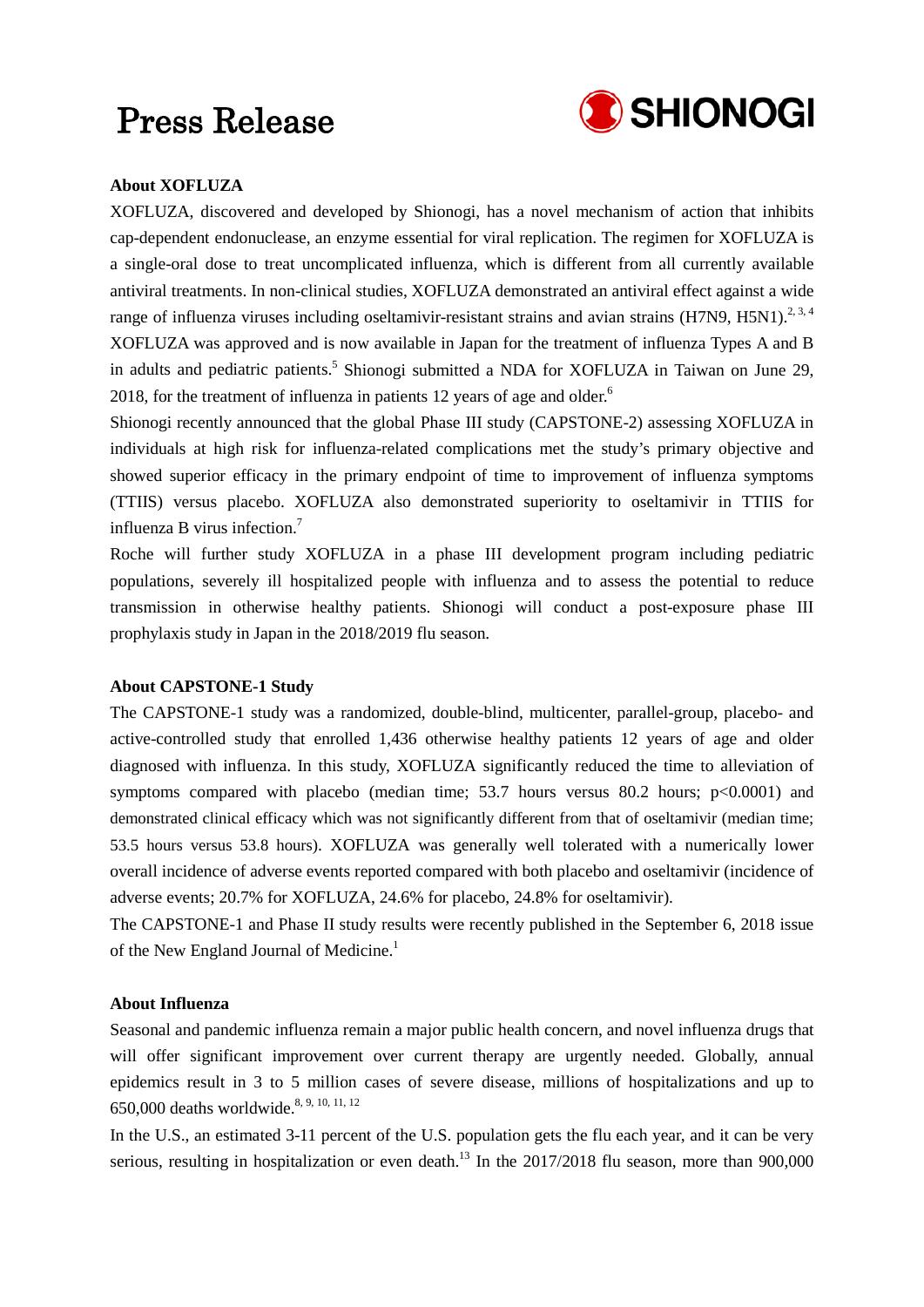## About XOFLUZA

XOFLUZA, discovered and developed by Shionogi, has a novel mechanism of action that inhibits cap-dependent endonuclease, an enzyme essential for viral replication. The regimen for XOFLUZA is a single-oral dose to treat uncomplicated influenza, which is different from all currently available antiviral treatments. In non-clinical studies, XOFLUZA demonstrated an antiviral effect against a wide range of influenza viruses including oseltamivir-resistant strains and avian strains (H7N9, H5N1).[2, 3, 4] XOFLUZA was approved and is now available in Japan for the treatment of influenza Types A and B in adults and pediatric patients.[5] Shionogi submitted a NDA for XOFLUZA in Taiwan on June 29, 2018, for the treatment of influenza in patients 12 years of age and older.[6]

Shionogi recently announced that the global Phase III study (CAPSTONE-2) assessing XOFLUZA in individuals at high risk for influenza-related complications met the study's primary objective and showed superior efficacy in the primary endpoint of time to improvement of influenza symptoms (TTIIS) versus placebo. XOFLUZA also demonstrated superiority to oseltamivir in TTIIS for influenza B virus infection.[7]

Roche will further study XOFLUZA in a phase III development program including pediatric populations, severely ill hospitalized people with influenza and to assess the potential to reduce transmission in otherwise healthy patients. Shionogi will conduct a post-exposure phase III prophylaxis study in Japan in the 2018/2019 flu season.

## About CAPSTONE-1 Study

The CAPSTONE-1 study was a randomized, double-blind, multicenter, parallel-group, placebo- and active-controlled study that enrolled 1,436 otherwise healthy patients 12 years of age and older diagnosed with influenza. In this study, XOFLUZA significantly reduced the time to alleviation of symptoms compared with placebo (median time; 53.7 hours versus 80.2 hours; $p<0.0001$) and demonstrated clinical efficacy which was not significantly different from that of oseltamivir (median time; 53.5 hours versus 53.8 hours). XOFLUZA was generally well tolerated with a numerically lower overall incidence of adverse events reported compared with both placebo and oseltamivir (incidence of adverse events; 20.7% for XOFLUZA, 24.6% for placebo, 24.8% for oseltamivir).

The CAPSTONE-1 and Phase II study results were recently published in the September 6, 2018 issue of the New England Journal of Medicine.[1]

## About Influenza

Seasonal and pandemic influenza remain a major public health concern, and novel influenza drugs that will offer significant improvement over current therapy are urgently needed. Globally, annual epidemics result in 3 to 5 million cases of severe disease, millions of hospitalizations and up to 650,000 deaths worldwide.[8, 9, 10, 11, 12]

In the U.S., an estimated 3-11 percent of the U.S. population gets the flu each year, and it can be very serious, resulting in hospitalization or even death.[13] In the 2017/2018 flu season, more than 900,000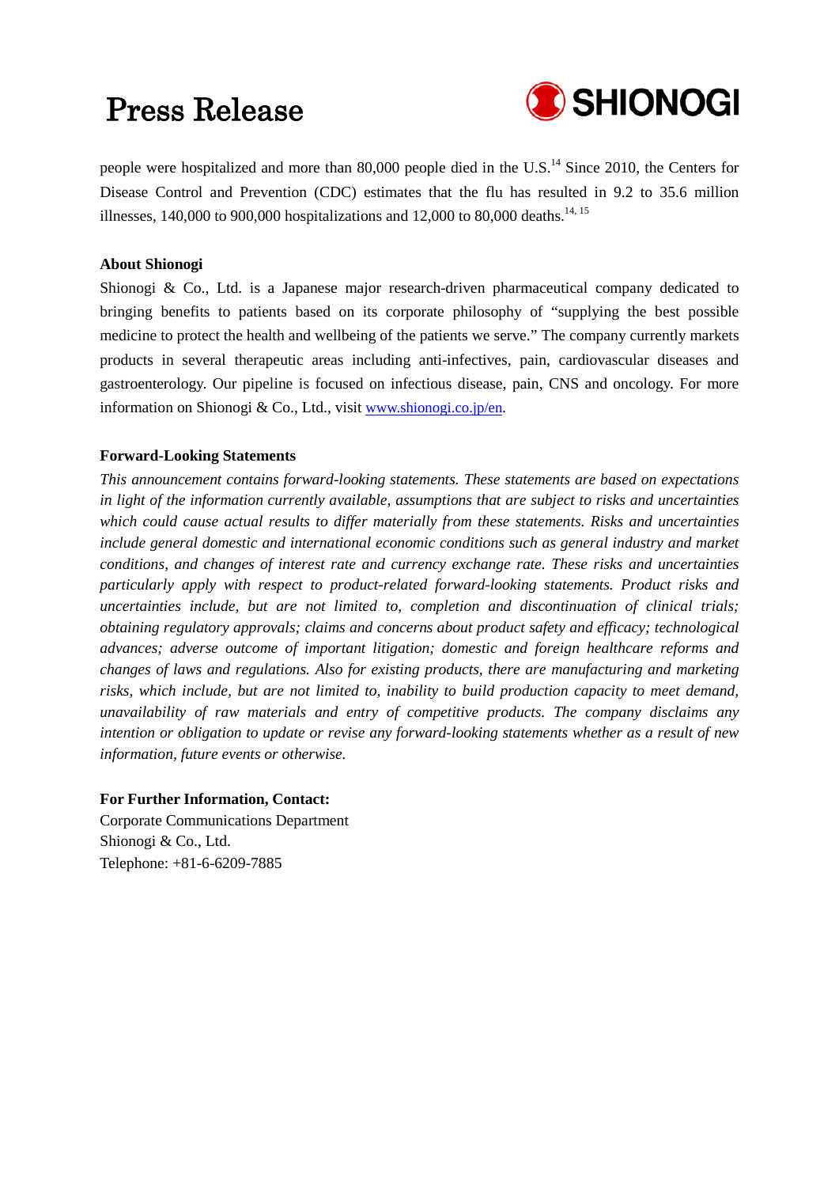people were hospitalized and more than 80,000 people died in the U.S.[14] Since 2010, the Centers for Disease Control and Prevention (CDC) estimates that the flu has resulted in 9.2 to 35.6 million illnesses, 140,000 to 900,000 hospitalizations and 12,000 to 80,000 deaths.[14, 15]

**About Shionogi**

Shionogi & Co., Ltd. is a Japanese major research-driven pharmaceutical company dedicated to bringing benefits to patients based on its corporate philosophy of "supplying the best possible medicine to protect the health and wellbeing of the patients we serve." The company currently markets products in several therapeutic areas including anti-infectives, pain, cardiovascular diseases and gastroenterology. Our pipeline is focused on infectious disease, pain, CNS and oncology. For more information on Shionogi & Co., Ltd., visit www.shionogi.co.jp/en.

**Forward-Looking Statements**

*This announcement contains forward-looking statements. These statements are based on expectations in light of the information currently available, assumptions that are subject to risks and uncertainties which could cause actual results to differ materially from these statements. Risks and uncertainties include general domestic and international economic conditions such as general industry and market conditions, and changes of interest rate and currency exchange rate. These risks and uncertainties particularly apply with respect to product-related forward-looking statements. Product risks and uncertainties include, but are not limited to, completion and discontinuation of clinical trials; obtaining regulatory approvals; claims and concerns about product safety and efficacy; technological advances; adverse outcome of important litigation; domestic and foreign healthcare reforms and changes of laws and regulations. Also for existing products, there are manufacturing and marketing risks, which include, but are not limited to, inability to build production capacity to meet demand, unavailability of raw materials and entry of competitive products. The company disclaims any intention or obligation to update or revise any forward-looking statements whether as a result of new information, future events or otherwise.*

**For Further Information, Contact:**

Corporate Communications Department
Shionogi & Co., Ltd.
Telephone: +81-6-6209-7885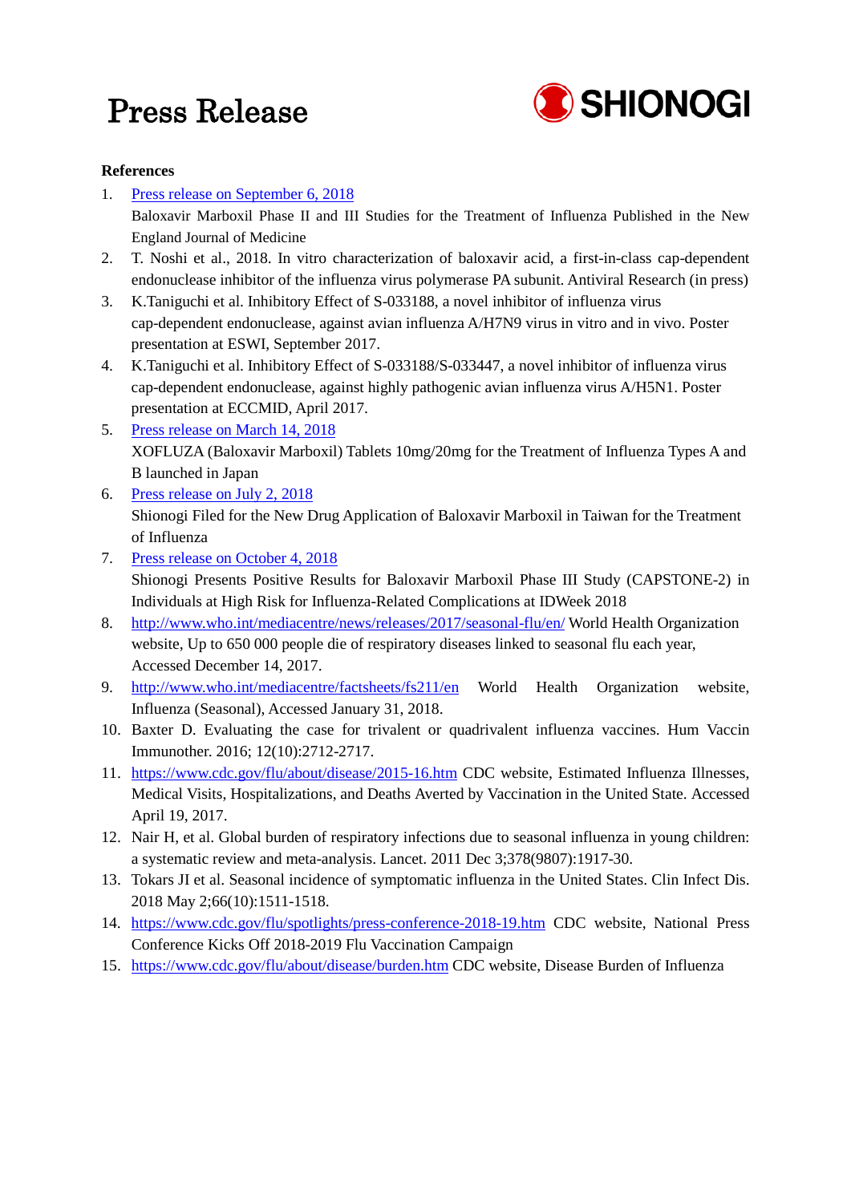# Press Release

**References**

1. [Press release on September 6, 2018](#)
   Baloxavir Marboxil Phase II and III Studies for the Treatment of Influenza Published in the New England Journal of Medicine
2. T. Noshi et al., 2018. In vitro characterization of baloxavir acid, a first-in-class cap-dependent endonuclease inhibitor of the influenza virus polymerase PA subunit. Antiviral Research (in press)
3. K.Taniguchi et al. Inhibitory Effect of S-033188, a novel inhibitor of influenza virus cap-dependent endonuclease, against avian influenza A/H7N9 virus in vitro and in vivo. Poster presentation at ESWI, September 2017.
4. K.Taniguchi et al. Inhibitory Effect of S-033188/S-033447, a novel inhibitor of influenza virus cap-dependent endonuclease, against highly pathogenic avian influenza virus A/H5N1. Poster presentation at ECCMID, April 2017.
5. [Press release on March 14, 2018](#)
   XOFLUZA (Baloxavir Marboxil) Tablets 10mg/20mg for the Treatment of Influenza Types A and B launched in Japan
6. [Press release on July 2, 2018](#)
   Shionogi Filed for the New Drug Application of Baloxavir Marboxil in Taiwan for the Treatment of Influenza
7. [Press release on October 4, 2018](#)
   Shionogi Presents Positive Results for Baloxavir Marboxil Phase III Study (CAPSTONE-2) in Individuals at High Risk for Influenza-Related Complications at IDWeek 2018
8. http://www.who.int/mediacentre/news/releases/2017/seasonal-flu/en/ World Health Organization website, Up to 650 000 people die of respiratory diseases linked to seasonal flu each year, Accessed December 14, 2017.
9. http://www.who.int/mediacentre/factsheets/fs211/en World Health Organization website, Influenza (Seasonal), Accessed January 31, 2018.
10. Baxter D. Evaluating the case for trivalent or quadrivalent influenza vaccines. Hum Vaccin Immunother. 2016; 12(10):2712-2717.
11. https://www.cdc.gov/flu/about/disease/2015-16.htm CDC website, Estimated Influenza Illnesses, Medical Visits, Hospitalizations, and Deaths Averted by Vaccination in the United State. Accessed April 19, 2017.
12. Nair H, et al. Global burden of respiratory infections due to seasonal influenza in young children: a systematic review and meta-analysis. Lancet. 2011 Dec 3;378(9807):1917-30.
13. Tokars JI et al. Seasonal incidence of symptomatic influenza in the United States. Clin Infect Dis. 2018 May 2;66(10):1511-1518.
14. https://www.cdc.gov/flu/spotlights/press-conference-2018-19.htm CDC website, National Press Conference Kicks Off 2018-2019 Flu Vaccination Campaign
15. https://www.cdc.gov/flu/about/disease/burden.htm CDC website, Disease Burden of Influenza